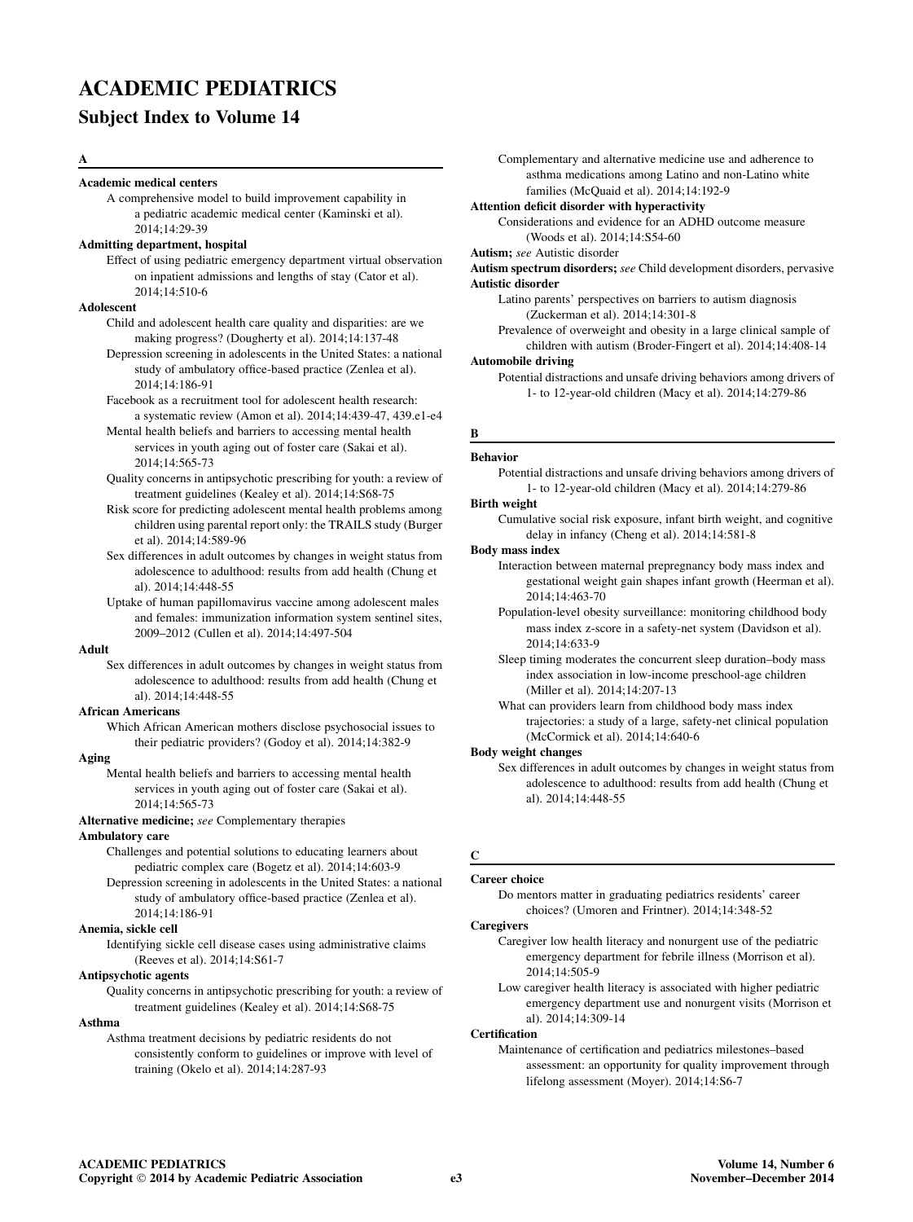# ACADEMIC PEDIATRICS

## Subject Index to Volume 14

### A

**Academic medical centers**

A comprehensive model to build improvement capability in a pediatric academic medical center (Kaminski et al). 2014;14:29-39

**Admitting department, hospital**

Effect of using pediatric emergency department virtual observation on inpatient admissions and lengths of stay (Cator et al). 2014;14:510-6

**Adolescent**

Child and adolescent health care quality and disparities: are we making progress? (Dougherty et al). 2014;14:137-48

Depression screening in adolescents in the United States: a national study of ambulatory office-based practice (Zenlea et al). 2014;14:186-91

Facebook as a recruitment tool for adolescent health research: a systematic review (Amon et al). 2014;14:439-47, 439.e1-e4

Mental health beliefs and barriers to accessing mental health services in youth aging out of foster care (Sakai et al). 2014;14:565-73

Quality concerns in antipsychotic prescribing for youth: a review of treatment guidelines (Kealey et al). 2014;14:S68-75

Risk score for predicting adolescent mental health problems among children using parental report only: the TRAILS study (Burger et al). 2014;14:589-96

Sex differences in adult outcomes by changes in weight status from adolescence to adulthood: results from add health (Chung et al). 2014;14:448-55

Uptake of human papillomavirus vaccine among adolescent males and females: immunization information system sentinel sites, 2009–2012 (Cullen et al). 2014;14:497-504

**Adult**

Sex differences in adult outcomes by changes in weight status from adolescence to adulthood: results from add health (Chung et al). 2014;14:448-55

**African Americans**

Which African American mothers disclose psychosocial issues to their pediatric providers? (Godoy et al). 2014;14:382-9

**Aging**

Mental health beliefs and barriers to accessing mental health services in youth aging out of foster care (Sakai et al). 2014;14:565-73

**Alternative medicine;** *see* Complementary therapies

**Ambulatory care**

Challenges and potential solutions to educating learners about pediatric complex care (Bogetz et al). 2014;14:603-9

Depression screening in adolescents in the United States: a national study of ambulatory office-based practice (Zenlea et al). 2014;14:186-91

**Anemia, sickle cell**

Identifying sickle cell disease cases using administrative claims (Reeves et al). 2014;14:S61-7

**Antipsychotic agents**

Quality concerns in antipsychotic prescribing for youth: a review of treatment guidelines (Kealey et al). 2014;14:S68-75

**Asthma**

Asthma treatment decisions by pediatric residents do not consistently conform to guidelines or improve with level of training (Okelo et al). 2014;14:287-93

Complementary and alternative medicine use and adherence to asthma medications among Latino and non-Latino white families (McQuaid et al). 2014;14:192-9

**Attention deficit disorder with hyperactivity**

Considerations and evidence for an ADHD outcome measure (Woods et al). 2014;14:S54-60

**Autism;** *see* Autistic disorder

**Autism spectrum disorders;** *see* Child development disorders, pervasive

**Autistic disorder**

Latino parents' perspectives on barriers to autism diagnosis (Zuckerman et al). 2014;14:301-8

Prevalence of overweight and obesity in a large clinical sample of children with autism (Broder-Fingert et al). 2014;14:408-14

**Automobile driving**

Potential distractions and unsafe driving behaviors among drivers of 1- to 12-year-old children (Macy et al). 2014;14:279-86

### B

**Behavior**

Potential distractions and unsafe driving behaviors among drivers of 1- to 12-year-old children (Macy et al). 2014;14:279-86

**Birth weight**

Cumulative social risk exposure, infant birth weight, and cognitive delay in infancy (Cheng et al). 2014;14:581-8

**Body mass index**

Interaction between maternal prepregnancy body mass index and gestational weight gain shapes infant growth (Heerman et al). 2014;14:463-70

Population-level obesity surveillance: monitoring childhood body mass index z-score in a safety-net system (Davidson et al). 2014;14:633-9

Sleep timing moderates the concurrent sleep duration–body mass index association in low-income preschool-age children (Miller et al). 2014;14:207-13

What can providers learn from childhood body mass index trajectories: a study of a large, safety-net clinical population (McCormick et al). 2014;14:640-6

**Body weight changes**

Sex differences in adult outcomes by changes in weight status from adolescence to adulthood: results from add health (Chung et al). 2014;14:448-55

### C

**Career choice**

Do mentors matter in graduating pediatrics residents' career choices? (Umoren and Frintner). 2014;14:348-52

**Caregivers**

Caregiver low health literacy and nonurgent use of the pediatric emergency department for febrile illness (Morrison et al). 2014;14:505-9

Low caregiver health literacy is associated with higher pediatric emergency department use and nonurgent visits (Morrison et al). 2014;14:309-14

**Certification**

Maintenance of certification and pediatrics milestones–based assessment: an opportunity for quality improvement through lifelong assessment (Moyer). 2014;14:S6-7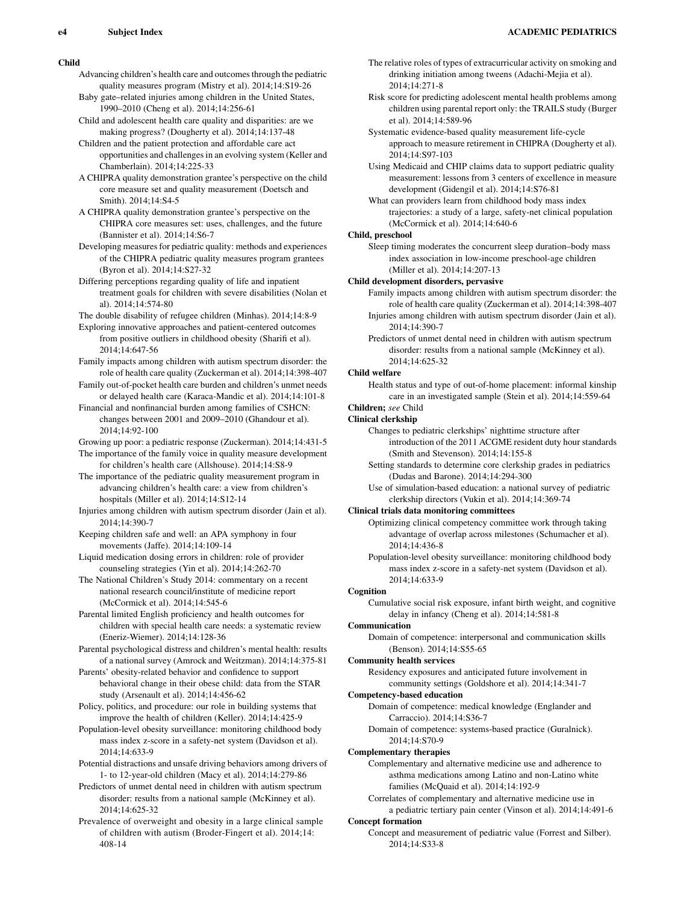**Child**

Advancing children's health care and outcomes through the pediatric quality measures program (Mistry et al). 2014;14:S19-26

Baby gate–related injuries among children in the United States, 1990–2010 (Cheng et al). 2014;14:256-61

Child and adolescent health care quality and disparities: are we making progress? (Dougherty et al). 2014;14:137-48

Children and the patient protection and affordable care act opportunities and challenges in an evolving system (Keller and Chamberlain). 2014;14:225-33

A CHIPRA quality demonstration grantee's perspective on the child core measure set and quality measurement (Doetsch and Smith). 2014;14:S4-5

A CHIPRA quality demonstration grantee's perspective on the CHIPRA core measures set: uses, challenges, and the future (Bannister et al). 2014;14:S6-7

Developing measures for pediatric quality: methods and experiences of the CHIPRA pediatric quality measures program grantees (Byron et al). 2014;14:S27-32

Differing perceptions regarding quality of life and inpatient treatment goals for children with severe disabilities (Nolan et al). 2014;14:574-80

The double disability of refugee children (Minhas). 2014;14:8-9

Exploring innovative approaches and patient-centered outcomes from positive outliers in childhood obesity (Sharifi et al). 2014;14:647-56

Family impacts among children with autism spectrum disorder: the role of health care quality (Zuckerman et al). 2014;14:398-407

Family out-of-pocket health care burden and children's unmet needs or delayed health care (Karaca-Mandic et al). 2014;14:101-8

Financial and nonfinancial burden among families of CSHCN: changes between 2001 and 2009–2010 (Ghandour et al). 2014;14:92-100

Growing up poor: a pediatric response (Zuckerman). 2014;14:431-5

The importance of the family voice in quality measure development for children's health care (Allshouse). 2014;14:S8-9

The importance of the pediatric quality measurement program in advancing children's health care: a view from children's hospitals (Miller et al). 2014;14:S12-14

Injuries among children with autism spectrum disorder (Jain et al). 2014;14:390-7

Keeping children safe and well: an APA symphony in four movements (Jaffe). 2014;14:109-14

Liquid medication dosing errors in children: role of provider counseling strategies (Yin et al). 2014;14:262-70

The National Children's Study 2014: commentary on a recent national research council/institute of medicine report (McCormick et al). 2014;14:545-6

Parental limited English proficiency and health outcomes for children with special health care needs: a systematic review (Eneriz-Wiemer). 2014;14:128-36

Parental psychological distress and children's mental health: results of a national survey (Amrock and Weitzman). 2014;14:375-81

Parents' obesity-related behavior and confidence to support behavioral change in their obese child: data from the STAR study (Arsenault et al). 2014;14:456-62

Policy, politics, and procedure: our role in building systems that improve the health of children (Keller). 2014;14:425-9

Population-level obesity surveillance: monitoring childhood body mass index z-score in a safety-net system (Davidson et al). 2014;14:633-9

Potential distractions and unsafe driving behaviors among drivers of 1- to 12-year-old children (Macy et al). 2014;14:279-86

Predictors of unmet dental need in children with autism spectrum disorder: results from a national sample (McKinney et al). 2014;14:625-32

Prevalence of overweight and obesity in a large clinical sample of children with autism (Broder-Fingert et al). 2014;14: 408-14

The relative roles of types of extracurricular activity on smoking and drinking initiation among tweens (Adachi-Mejia et al). 2014;14:271-8

Risk score for predicting adolescent mental health problems among children using parental report only: the TRAILS study (Burger et al). 2014;14:589-96

Systematic evidence-based quality measurement life-cycle approach to measure retirement in CHIPRA (Dougherty et al). 2014;14:S97-103

Using Medicaid and CHIP claims data to support pediatric quality measurement: lessons from 3 centers of excellence in measure development (Gidengil et al). 2014;14:S76-81

What can providers learn from childhood body mass index trajectories: a study of a large, safety-net clinical population (McCormick et al). 2014;14:640-6

**Child, preschool**

Sleep timing moderates the concurrent sleep duration–body mass index association in low-income preschool-age children (Miller et al). 2014;14:207-13

**Child development disorders, pervasive**

Family impacts among children with autism spectrum disorder: the role of health care quality (Zuckerman et al). 2014;14:398-407

Injuries among children with autism spectrum disorder (Jain et al). 2014;14:390-7

Predictors of unmet dental need in children with autism spectrum disorder: results from a national sample (McKinney et al). 2014;14:625-32

**Child welfare**

Health status and type of out-of-home placement: informal kinship care in an investigated sample (Stein et al). 2014;14:559-64

**Children;** *see* Child

**Clinical clerkship**

Changes to pediatric clerkships' nighttime structure after introduction of the 2011 ACGME resident duty hour standards (Smith and Stevenson). 2014;14:155-8

Setting standards to determine core clerkship grades in pediatrics (Dudas and Barone). 2014;14:294-300

Use of simulation-based education: a national survey of pediatric clerkship directors (Vukin et al). 2014;14:369-74

**Clinical trials data monitoring committees**

Optimizing clinical competency committee work through taking advantage of overlap across milestones (Schumacher et al). 2014;14:436-8

Population-level obesity surveillance: monitoring childhood body mass index z-score in a safety-net system (Davidson et al). 2014;14:633-9

**Cognition**

Cumulative social risk exposure, infant birth weight, and cognitive delay in infancy (Cheng et al). 2014;14:581-8

**Communication**

Domain of competence: interpersonal and communication skills (Benson). 2014;14:S55-65

**Community health services**

Residency exposures and anticipated future involvement in community settings (Goldshore et al). 2014;14:341-7

**Competency-based education**

Domain of competence: medical knowledge (Englander and Carraccio). 2014;14:S36-7

Domain of competence: systems-based practice (Guralnick). 2014;14:S70-9

**Complementary therapies**

Complementary and alternative medicine use and adherence to asthma medications among Latino and non-Latino white families (McQuaid et al). 2014;14:192-9

Correlates of complementary and alternative medicine use in a pediatric tertiary pain center (Vinson et al). 2014;14:491-6

**Concept formation**

Concept and measurement of pediatric value (Forrest and Silber). 2014;14:S33-8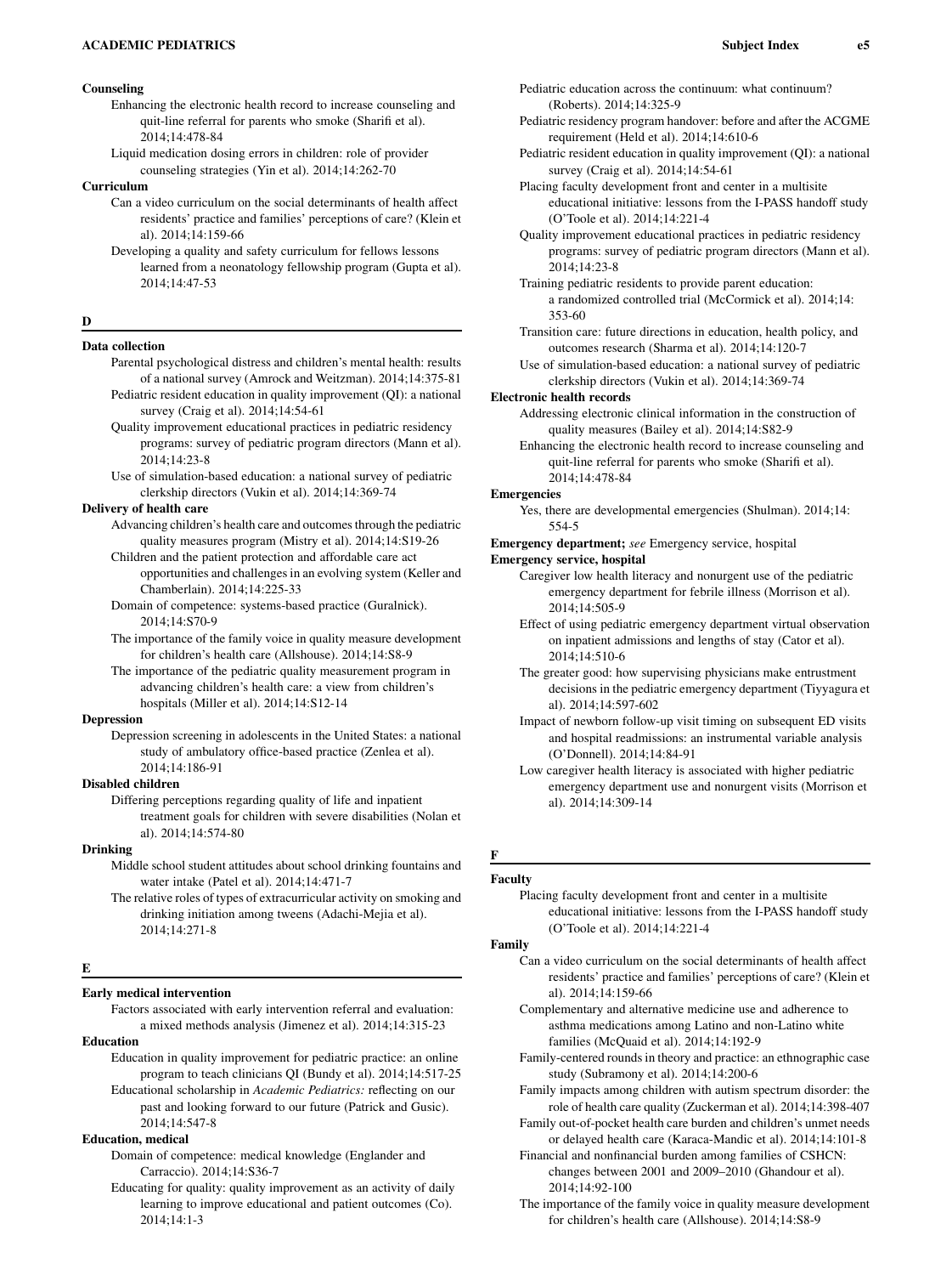**Counseling**

Enhancing the electronic health record to increase counseling and quit-line referral for parents who smoke (Sharifi et al). 2014;14:478-84

Liquid medication dosing errors in children: role of provider counseling strategies (Yin et al). 2014;14:262-70

**Curriculum**

Can a video curriculum on the social determinants of health affect residents' practice and families' perceptions of care? (Klein et al). 2014;14:159-66

Developing a quality and safety curriculum for fellows lessons learned from a neonatology fellowship program (Gupta et al). 2014;14:47-53

## D

**Data collection**

Parental psychological distress and children's mental health: results of a national survey (Amrock and Weitzman). 2014;14:375-81

Pediatric resident education in quality improvement (QI): a national survey (Craig et al). 2014;14:54-61

Quality improvement educational practices in pediatric residency programs: survey of pediatric program directors (Mann et al). 2014;14:23-8

Use of simulation-based education: a national survey of pediatric clerkship directors (Vukin et al). 2014;14:369-74

**Delivery of health care**

Advancing children's health care and outcomes through the pediatric quality measures program (Mistry et al). 2014;14:S19-26

Children and the patient protection and affordable care act opportunities and challenges in an evolving system (Keller and Chamberlain). 2014;14:225-33

Domain of competence: systems-based practice (Guralnick). 2014;14:S70-9

The importance of the family voice in quality measure development for children's health care (Allshouse). 2014;14:S8-9

The importance of the pediatric quality measurement program in advancing children's health care: a view from children's hospitals (Miller et al). 2014;14:S12-14

**Depression**

Depression screening in adolescents in the United States: a national study of ambulatory office-based practice (Zenlea et al). 2014;14:186-91

**Disabled children**

Differing perceptions regarding quality of life and inpatient treatment goals for children with severe disabilities (Nolan et al). 2014;14:574-80

**Drinking**

Middle school student attitudes about school drinking fountains and water intake (Patel et al). 2014;14:471-7

The relative roles of types of extracurricular activity on smoking and drinking initiation among tweens (Adachi-Mejia et al). 2014;14:271-8

## E

**Early medical intervention**

Factors associated with early intervention referral and evaluation: a mixed methods analysis (Jimenez et al). 2014;14:315-23

**Education**

Education in quality improvement for pediatric practice: an online program to teach clinicians QI (Bundy et al). 2014;14:517-25

Educational scholarship in *Academic Pediatrics:* reflecting on our past and looking forward to our future (Patrick and Gusic). 2014;14:547-8

**Education, medical**

Domain of competence: medical knowledge (Englander and Carraccio). 2014;14:S36-7

Educating for quality: quality improvement as an activity of daily learning to improve educational and patient outcomes (Co). 2014;14:1-3

Pediatric education across the continuum: what continuum? (Roberts). 2014;14:325-9

Pediatric residency program handover: before and after the ACGME requirement (Held et al). 2014;14:610-6

Pediatric resident education in quality improvement (QI): a national survey (Craig et al). 2014;14:54-61

Placing faculty development front and center in a multisite educational initiative: lessons from the I-PASS handoff study (O'Toole et al). 2014;14:221-4

Quality improvement educational practices in pediatric residency programs: survey of pediatric program directors (Mann et al). 2014;14:23-8

Training pediatric residents to provide parent education: a randomized controlled trial (McCormick et al). 2014;14: 353-60

Transition care: future directions in education, health policy, and outcomes research (Sharma et al). 2014;14:120-7

Use of simulation-based education: a national survey of pediatric clerkship directors (Vukin et al). 2014;14:369-74

**Electronic health records**

Addressing electronic clinical information in the construction of quality measures (Bailey et al). 2014;14:S82-9

Enhancing the electronic health record to increase counseling and quit-line referral for parents who smoke (Sharifi et al). 2014;14:478-84

**Emergencies**

Yes, there are developmental emergencies (Shulman). 2014;14: 554-5

**Emergency department;** *see* Emergency service, hospital

**Emergency service, hospital**

Caregiver low health literacy and nonurgent use of the pediatric emergency department for febrile illness (Morrison et al). 2014;14:505-9

Effect of using pediatric emergency department virtual observation on inpatient admissions and lengths of stay (Cator et al). 2014;14:510-6

The greater good: how supervising physicians make entrustment decisions in the pediatric emergency department (Tiyyagura et al). 2014;14:597-602

Impact of newborn follow-up visit timing on subsequent ED visits and hospital readmissions: an instrumental variable analysis (O'Donnell). 2014;14:84-91

Low caregiver health literacy is associated with higher pediatric emergency department use and nonurgent visits (Morrison et al). 2014;14:309-14

## F

**Faculty**

Placing faculty development front and center in a multisite educational initiative: lessons from the I-PASS handoff study (O'Toole et al). 2014;14:221-4

**Family**

Can a video curriculum on the social determinants of health affect residents' practice and families' perceptions of care? (Klein et al). 2014;14:159-66

Complementary and alternative medicine use and adherence to asthma medications among Latino and non-Latino white families (McQuaid et al). 2014;14:192-9

Family-centered rounds in theory and practice: an ethnographic case study (Subramony et al). 2014;14:200-6

Family impacts among children with autism spectrum disorder: the role of health care quality (Zuckerman et al). 2014;14:398-407

Family out-of-pocket health care burden and children's unmet needs or delayed health care (Karaca-Mandic et al). 2014;14:101-8

Financial and nonfinancial burden among families of CSHCN: changes between 2001 and 2009–2010 (Ghandour et al). 2014;14:92-100

The importance of the family voice in quality measure development for children's health care (Allshouse). 2014;14:S8-9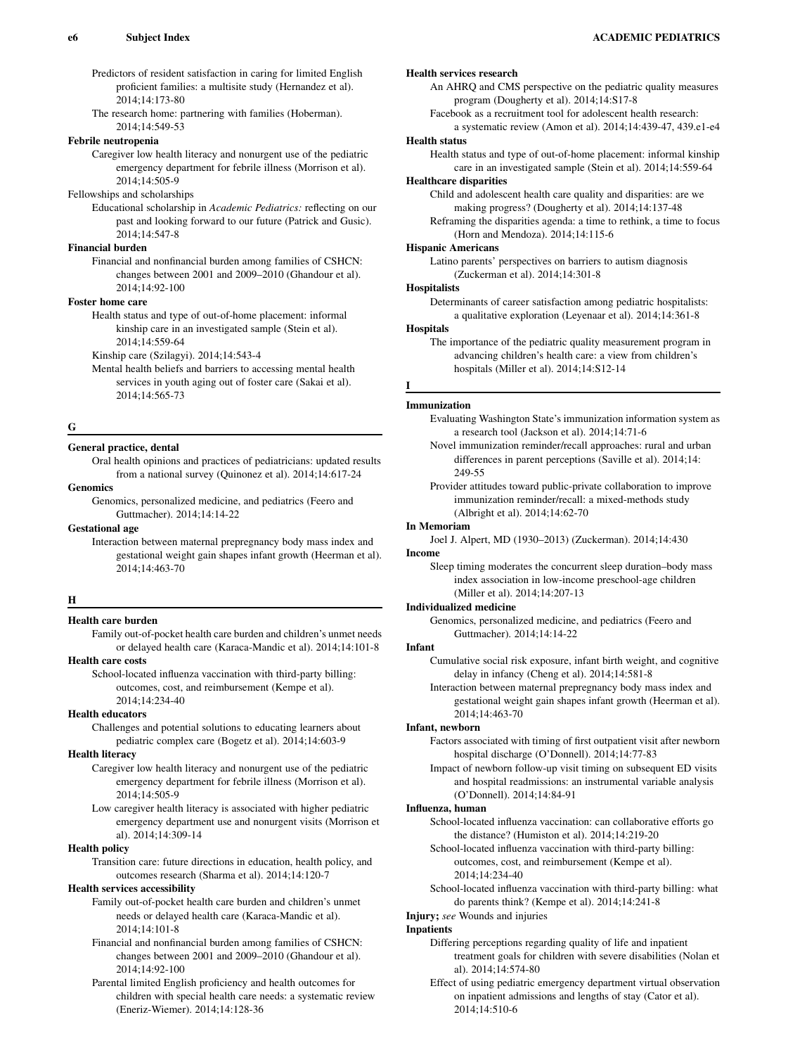Predictors of resident satisfaction in caring for limited English proficient families: a multisite study (Hernandez et al). 2014;14:173-80

The research home: partnering with families (Hoberman). 2014;14:549-53

**Febrile neutropenia**

Caregiver low health literacy and nonurgent use of the pediatric emergency department for febrile illness (Morrison et al). 2014;14:505-9

Fellowships and scholarships

Educational scholarship in *Academic Pediatrics:* reflecting on our past and looking forward to our future (Patrick and Gusic). 2014;14:547-8

**Financial burden**

Financial and nonfinancial burden among families of CSHCN: changes between 2001 and 2009–2010 (Ghandour et al). 2014;14:92-100

**Foster home care**

Health status and type of out-of-home placement: informal kinship care in an investigated sample (Stein et al). 2014;14:559-64

Kinship care (Szilagyi). 2014;14:543-4

Mental health beliefs and barriers to accessing mental health services in youth aging out of foster care (Sakai et al). 2014;14:565-73

## G

**General practice, dental**

Oral health opinions and practices of pediatricians: updated results from a national survey (Quinonez et al). 2014;14:617-24

**Genomics**

Genomics, personalized medicine, and pediatrics (Feero and Guttmacher). 2014;14:14-22

**Gestational age**

Interaction between maternal prepregnancy body mass index and gestational weight gain shapes infant growth (Heerman et al). 2014;14:463-70

## H

**Health care burden**

Family out-of-pocket health care burden and children's unmet needs or delayed health care (Karaca-Mandic et al). 2014;14:101-8

**Health care costs**

School-located influenza vaccination with third-party billing: outcomes, cost, and reimbursement (Kempe et al). 2014;14:234-40

**Health educators**

Challenges and potential solutions to educating learners about pediatric complex care (Bogetz et al). 2014;14:603-9

**Health literacy**

Caregiver low health literacy and nonurgent use of the pediatric emergency department for febrile illness (Morrison et al). 2014;14:505-9

Low caregiver health literacy is associated with higher pediatric emergency department use and nonurgent visits (Morrison et al). 2014;14:309-14

**Health policy**

Transition care: future directions in education, health policy, and outcomes research (Sharma et al). 2014;14:120-7

**Health services accessibility**

Family out-of-pocket health care burden and children's unmet needs or delayed health care (Karaca-Mandic et al). 2014;14:101-8

Financial and nonfinancial burden among families of CSHCN: changes between 2001 and 2009–2010 (Ghandour et al). 2014;14:92-100

Parental limited English proficiency and health outcomes for children with special health care needs: a systematic review (Eneriz-Wiemer). 2014;14:128-36

**Health services research**

An AHRQ and CMS perspective on the pediatric quality measures program (Dougherty et al). 2014;14:S17-8

Facebook as a recruitment tool for adolescent health research: a systematic review (Amon et al). 2014;14:439-47, 439.e1-e4

**Health status**

Health status and type of out-of-home placement: informal kinship care in an investigated sample (Stein et al). 2014;14:559-64

**Healthcare disparities**

Child and adolescent health care quality and disparities: are we making progress? (Dougherty et al). 2014;14:137-48

Reframing the disparities agenda: a time to rethink, a time to focus (Horn and Mendoza). 2014;14:115-6

**Hispanic Americans**

Latino parents' perspectives on barriers to autism diagnosis (Zuckerman et al). 2014;14:301-8

**Hospitalists**

Determinants of career satisfaction among pediatric hospitalists: a qualitative exploration (Leyenaar et al). 2014;14:361-8

**Hospitals**

The importance of the pediatric quality measurement program in advancing children's health care: a view from children's hospitals (Miller et al). 2014;14:S12-14

## I

**Immunization**

Evaluating Washington State's immunization information system as a research tool (Jackson et al). 2014;14:71-6

Novel immunization reminder/recall approaches: rural and urban differences in parent perceptions (Saville et al). 2014;14: 249-55

Provider attitudes toward public-private collaboration to improve immunization reminder/recall: a mixed-methods study (Albright et al). 2014;14:62-70

**In Memoriam**

Joel J. Alpert, MD (1930–2013) (Zuckerman). 2014;14:430

**Income**

Sleep timing moderates the concurrent sleep duration–body mass index association in low-income preschool-age children (Miller et al). 2014;14:207-13

**Individualized medicine**

Genomics, personalized medicine, and pediatrics (Feero and Guttmacher). 2014;14:14-22

**Infant**

Cumulative social risk exposure, infant birth weight, and cognitive delay in infancy (Cheng et al). 2014;14:581-8

Interaction between maternal prepregnancy body mass index and gestational weight gain shapes infant growth (Heerman et al). 2014;14:463-70

**Infant, newborn**

Factors associated with timing of first outpatient visit after newborn hospital discharge (O'Donnell). 2014;14:77-83

Impact of newborn follow-up visit timing on subsequent ED visits and hospital readmissions: an instrumental variable analysis (O'Donnell). 2014;14:84-91

**Influenza, human**

School-located influenza vaccination: can collaborative efforts go the distance? (Humiston et al). 2014;14:219-20

School-located influenza vaccination with third-party billing: outcomes, cost, and reimbursement (Kempe et al). 2014;14:234-40

School-located influenza vaccination with third-party billing: what do parents think? (Kempe et al). 2014;14:241-8

**Injury;** *see* Wounds and injuries

**Inpatients**

Differing perceptions regarding quality of life and inpatient treatment goals for children with severe disabilities (Nolan et al). 2014;14:574-80

Effect of using pediatric emergency department virtual observation on inpatient admissions and lengths of stay (Cator et al). 2014;14:510-6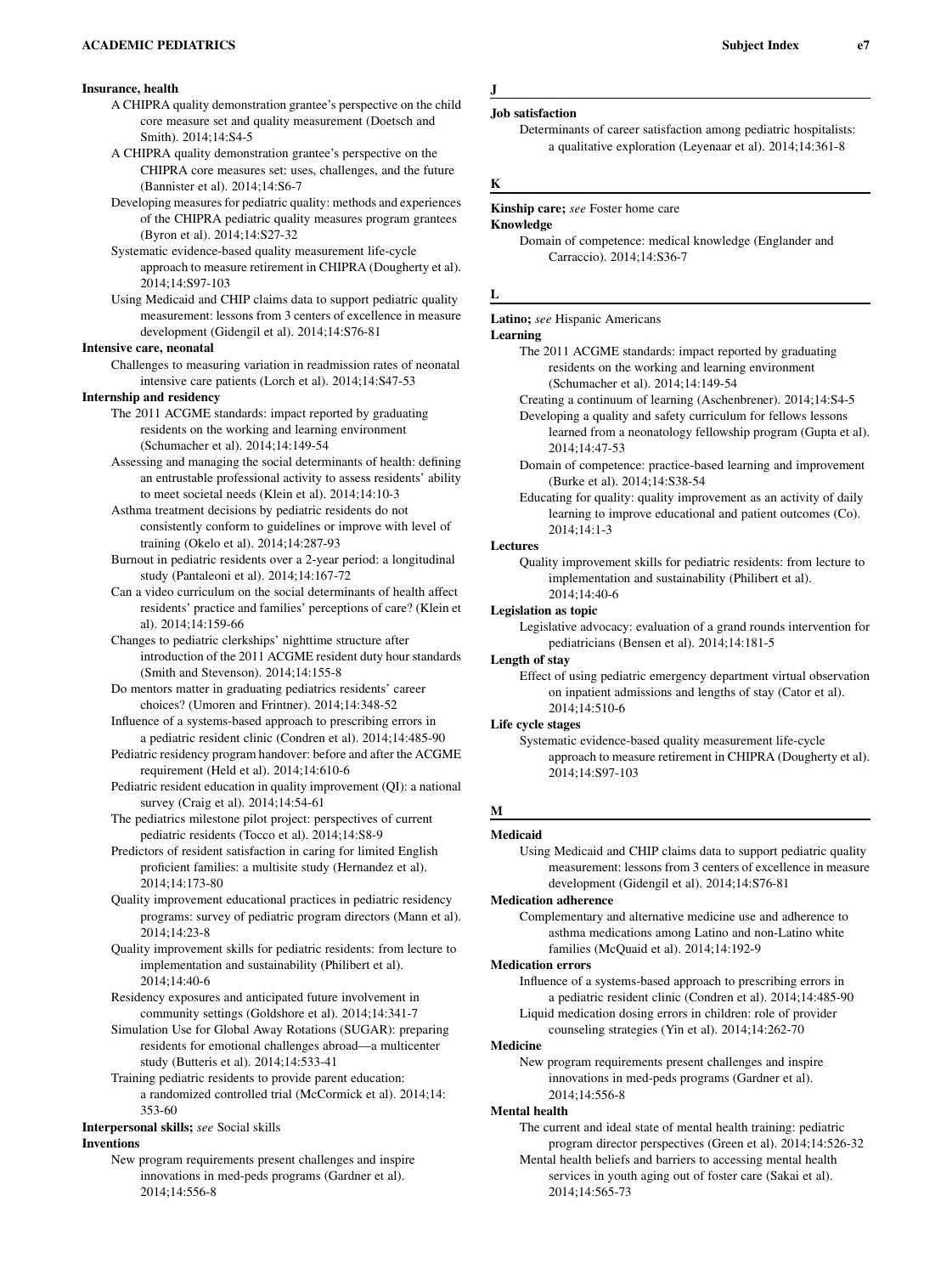**Insurance, health**

A CHIPRA quality demonstration grantee's perspective on the child core measure set and quality measurement (Doetsch and Smith). 2014;14:S4-5

A CHIPRA quality demonstration grantee's perspective on the CHIPRA core measures set: uses, challenges, and the future (Bannister et al). 2014;14:S6-7

Developing measures for pediatric quality: methods and experiences of the CHIPRA pediatric quality measures program grantees (Byron et al). 2014;14:S27-32

Systematic evidence-based quality measurement life-cycle approach to measure retirement in CHIPRA (Dougherty et al). 2014;14:S97-103

Using Medicaid and CHIP claims data to support pediatric quality measurement: lessons from 3 centers of excellence in measure development (Gidengil et al). 2014;14:S76-81

**Intensive care, neonatal**

Challenges to measuring variation in readmission rates of neonatal intensive care patients (Lorch et al). 2014;14:S47-53

**Internship and residency**

The 2011 ACGME standards: impact reported by graduating residents on the working and learning environment (Schumacher et al). 2014;14:149-54

Assessing and managing the social determinants of health: defining an entrustable professional activity to assess residents' ability to meet societal needs (Klein et al). 2014;14:10-3

Asthma treatment decisions by pediatric residents do not consistently conform to guidelines or improve with level of training (Okelo et al). 2014;14:287-93

Burnout in pediatric residents over a 2-year period: a longitudinal study (Pantaleoni et al). 2014;14:167-72

Can a video curriculum on the social determinants of health affect residents' practice and families' perceptions of care? (Klein et al). 2014;14:159-66

Changes to pediatric clerkships' nighttime structure after introduction of the 2011 ACGME resident duty hour standards (Smith and Stevenson). 2014;14:155-8

Do mentors matter in graduating pediatrics residents' career choices? (Umoren and Frintner). 2014;14:348-52

Influence of a systems-based approach to prescribing errors in a pediatric resident clinic (Condren et al). 2014;14:485-90

Pediatric residency program handover: before and after the ACGME requirement (Held et al). 2014;14:610-6

Pediatric resident education in quality improvement (QI): a national survey (Craig et al). 2014;14:54-61

The pediatrics milestone pilot project: perspectives of current pediatric residents (Tocco et al). 2014;14:S8-9

Predictors of resident satisfaction in caring for limited English proficient families: a multisite study (Hernandez et al). 2014;14:173-80

Quality improvement educational practices in pediatric residency programs: survey of pediatric program directors (Mann et al). 2014;14:23-8

Quality improvement skills for pediatric residents: from lecture to implementation and sustainability (Philibert et al). 2014;14:40-6

Residency exposures and anticipated future involvement in community settings (Goldshore et al). 2014;14:341-7

Simulation Use for Global Away Rotations (SUGAR): preparing residents for emotional challenges abroad—a multicenter study (Butteris et al). 2014;14:533-41

Training pediatric residents to provide parent education: a randomized controlled trial (McCormick et al). 2014;14:353-60

**Interpersonal skills;** *see* Social skills

**Inventions**

New program requirements present challenges and inspire innovations in med-peds programs (Gardner et al). 2014;14:556-8

## J

**Job satisfaction**

Determinants of career satisfaction among pediatric hospitalists: a qualitative exploration (Leyenaar et al). 2014;14:361-8

## K

**Kinship care;** *see* Foster home care

**Knowledge**

Domain of competence: medical knowledge (Englander and Carraccio). 2014;14:S36-7

## L

**Latino;** *see* Hispanic Americans

**Learning**

The 2011 ACGME standards: impact reported by graduating residents on the working and learning environment (Schumacher et al). 2014;14:149-54

Creating a continuum of learning (Aschenbrener). 2014;14:S4-5

Developing a quality and safety curriculum for fellows lessons learned from a neonatology fellowship program (Gupta et al). 2014;14:47-53

Domain of competence: practice-based learning and improvement (Burke et al). 2014;14:S38-54

Educating for quality: quality improvement as an activity of daily learning to improve educational and patient outcomes (Co). 2014;14:1-3

**Lectures**

Quality improvement skills for pediatric residents: from lecture to implementation and sustainability (Philibert et al). 2014;14:40-6

**Legislation as topic**

Legislative advocacy: evaluation of a grand rounds intervention for pediatricians (Bensen et al). 2014;14:181-5

**Length of stay**

Effect of using pediatric emergency department virtual observation on inpatient admissions and lengths of stay (Cator et al). 2014;14:510-6

**Life cycle stages**

Systematic evidence-based quality measurement life-cycle approach to measure retirement in CHIPRA (Dougherty et al). 2014;14:S97-103

## M

**Medicaid**

Using Medicaid and CHIP claims data to support pediatric quality measurement: lessons from 3 centers of excellence in measure development (Gidengil et al). 2014;14:S76-81

**Medication adherence**

Complementary and alternative medicine use and adherence to asthma medications among Latino and non-Latino white families (McQuaid et al). 2014;14:192-9

**Medication errors**

Influence of a systems-based approach to prescribing errors in a pediatric resident clinic (Condren et al). 2014;14:485-90

Liquid medication dosing errors in children: role of provider counseling strategies (Yin et al). 2014;14:262-70

**Medicine**

New program requirements present challenges and inspire innovations in med-peds programs (Gardner et al). 2014;14:556-8

**Mental health**

The current and ideal state of mental health training: pediatric program director perspectives (Green et al). 2014;14:526-32

Mental health beliefs and barriers to accessing mental health services in youth aging out of foster care (Sakai et al). 2014;14:565-73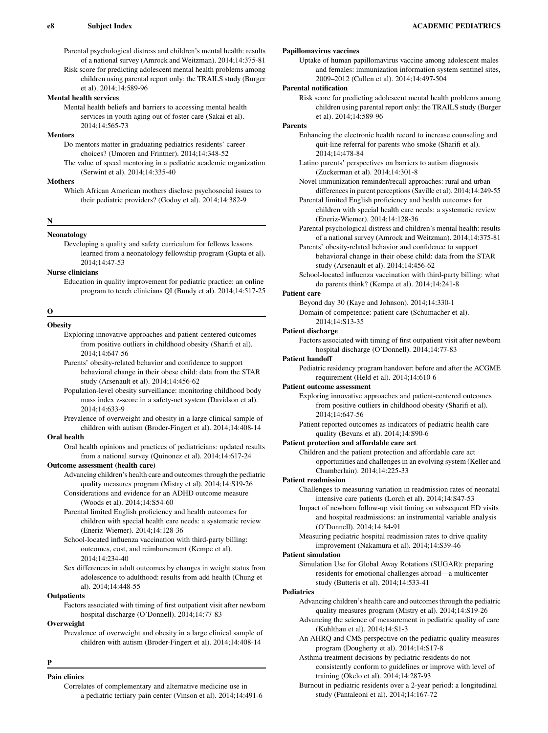Parental psychological distress and children's mental health: results of a national survey (Amrock and Weitzman). 2014;14:375-81

Risk score for predicting adolescent mental health problems among children using parental report only: the TRAILS study (Burger et al). 2014;14:589-96

**Mental health services**

Mental health beliefs and barriers to accessing mental health services in youth aging out of foster care (Sakai et al). 2014;14:565-73

**Mentors**

Do mentors matter in graduating pediatrics residents' career choices? (Umoren and Frintner). 2014;14:348-52

The value of speed mentoring in a pediatric academic organization (Serwint et al). 2014;14:335-40

**Mothers**

Which African American mothers disclose psychosocial issues to their pediatric providers? (Godoy et al). 2014;14:382-9

## N

**Neonatology**

Developing a quality and safety curriculum for fellows lessons learned from a neonatology fellowship program (Gupta et al). 2014;14:47-53

**Nurse clinicians**

Education in quality improvement for pediatric practice: an online program to teach clinicians QI (Bundy et al). 2014;14:517-25

## O

**Obesity**

Exploring innovative approaches and patient-centered outcomes from positive outliers in childhood obesity (Sharifi et al). 2014;14:647-56

Parents' obesity-related behavior and confidence to support behavioral change in their obese child: data from the STAR study (Arsenault et al). 2014;14:456-62

Population-level obesity surveillance: monitoring childhood body mass index z-score in a safety-net system (Davidson et al). 2014;14:633-9

Prevalence of overweight and obesity in a large clinical sample of children with autism (Broder-Fingert et al). 2014;14:408-14

**Oral health**

Oral health opinions and practices of pediatricians: updated results from a national survey (Quinonez et al). 2014;14:617-24

**Outcome assessment (health care)**

Advancing children's health care and outcomes through the pediatric quality measures program (Mistry et al). 2014;14:S19-26

Considerations and evidence for an ADHD outcome measure (Woods et al). 2014;14:S54-60

Parental limited English proficiency and health outcomes for children with special health care needs: a systematic review (Eneriz-Wiemer). 2014;14:128-36

School-located influenza vaccination with third-party billing: outcomes, cost, and reimbursement (Kempe et al). 2014;14:234-40

Sex differences in adult outcomes by changes in weight status from adolescence to adulthood: results from add health (Chung et al). 2014;14:448-55

**Outpatients**

Factors associated with timing of first outpatient visit after newborn hospital discharge (O'Donnell). 2014;14:77-83

**Overweight**

Prevalence of overweight and obesity in a large clinical sample of children with autism (Broder-Fingert et al). 2014;14:408-14

## P

**Pain clinics**

Correlates of complementary and alternative medicine use in a pediatric tertiary pain center (Vinson et al). 2014;14:491-6

**Papillomavirus vaccines**

Uptake of human papillomavirus vaccine among adolescent males and females: immunization information system sentinel sites, 2009–2012 (Cullen et al). 2014;14:497-504

**Parental notification**

Risk score for predicting adolescent mental health problems among children using parental report only: the TRAILS study (Burger et al). 2014;14:589-96

**Parents**

Enhancing the electronic health record to increase counseling and quit-line referral for parents who smoke (Sharifi et al). 2014;14:478-84

Latino parents' perspectives on barriers to autism diagnosis (Zuckerman et al). 2014;14:301-8

Novel immunization reminder/recall approaches: rural and urban differences in parent perceptions (Saville et al). 2014;14:249-55

Parental limited English proficiency and health outcomes for children with special health care needs: a systematic review (Eneriz-Wiemer). 2014;14:128-36

Parental psychological distress and children's mental health: results of a national survey (Amrock and Weitzman). 2014;14:375-81

Parents' obesity-related behavior and confidence to support behavioral change in their obese child: data from the STAR study (Arsenault et al). 2014;14:456-62

School-located influenza vaccination with third-party billing: what do parents think? (Kempe et al). 2014;14:241-8

**Patient care**

Beyond day 30 (Kaye and Johnson). 2014;14:330-1

Domain of competence: patient care (Schumacher et al). 2014;14:S13-35

**Patient discharge**

Factors associated with timing of first outpatient visit after newborn hospital discharge (O'Donnell). 2014;14:77-83

**Patient handoff**

Pediatric residency program handover: before and after the ACGME requirement (Held et al). 2014;14:610-6

**Patient outcome assessment**

Exploring innovative approaches and patient-centered outcomes from positive outliers in childhood obesity (Sharifi et al). 2014;14:647-56

Patient reported outcomes as indicators of pediatric health care quality (Bevans et al). 2014;14:S90-6

**Patient protection and affordable care act**

Children and the patient protection and affordable care act opportunities and challenges in an evolving system (Keller and Chamberlain). 2014;14:225-33

**Patient readmission**

Challenges to measuring variation in readmission rates of neonatal intensive care patients (Lorch et al). 2014;14:S47-53

Impact of newborn follow-up visit timing on subsequent ED visits and hospital readmissions: an instrumental variable analysis (O'Donnell). 2014;14:84-91

Measuring pediatric hospital readmission rates to drive quality improvement (Nakamura et al). 2014;14:S39-46

**Patient simulation**

Simulation Use for Global Away Rotations (SUGAR): preparing residents for emotional challenges abroad—a multicenter study (Butteris et al). 2014;14:533-41

**Pediatrics**

Advancing children's health care and outcomes through the pediatric quality measures program (Mistry et al). 2014;14:S19-26

Advancing the science of measurement in pediatric quality of care (Kuhlthau et al). 2014;14:S1-3

An AHRQ and CMS perspective on the pediatric quality measures program (Dougherty et al). 2014;14:S17-8

Asthma treatment decisions by pediatric residents do not consistently conform to guidelines or improve with level of training (Okelo et al). 2014;14:287-93

Burnout in pediatric residents over a 2-year period: a longitudinal study (Pantaleoni et al). 2014;14:167-72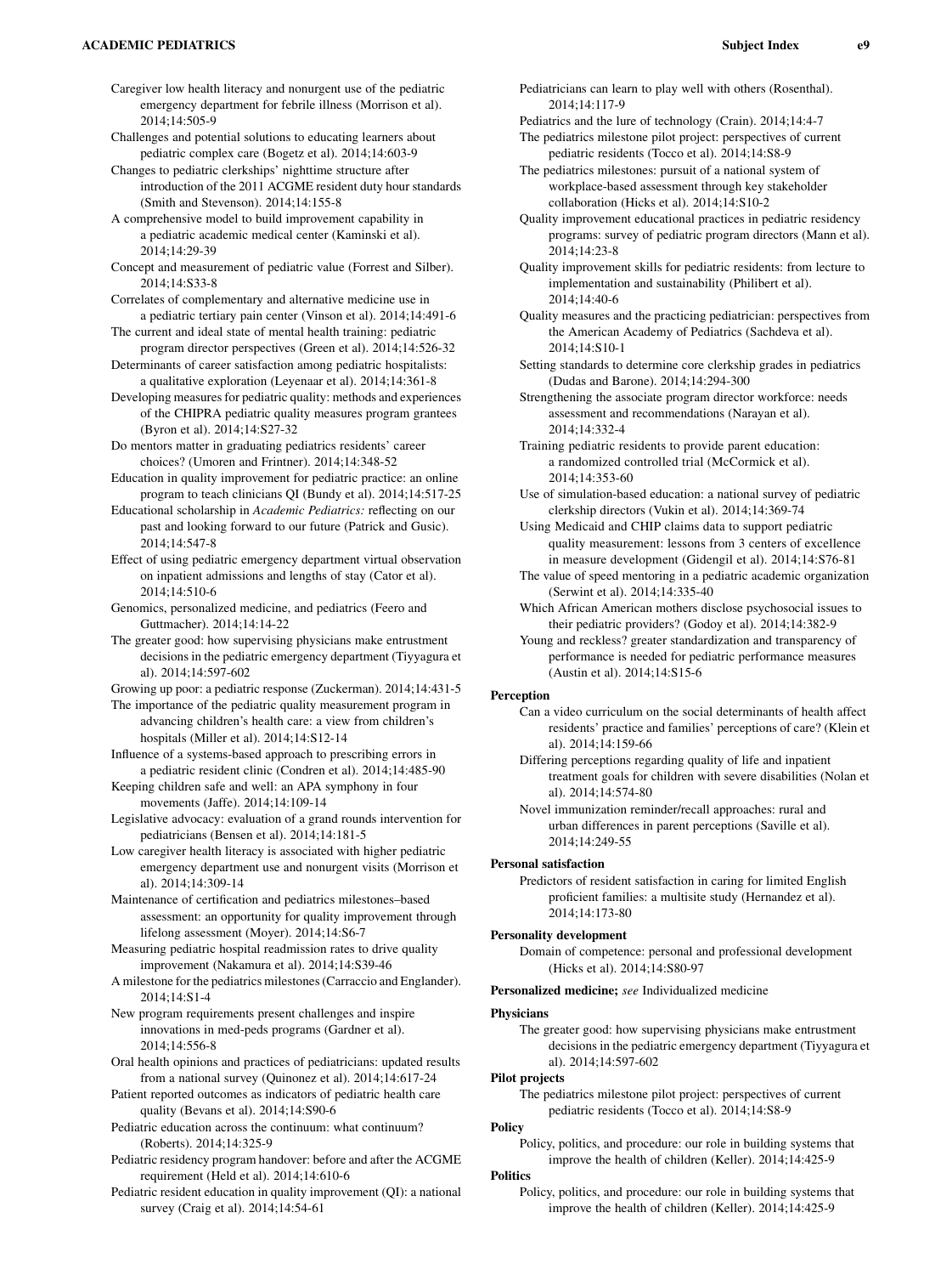Caregiver low health literacy and nonurgent use of the pediatric emergency department for febrile illness (Morrison et al). 2014;14:505-9

Challenges and potential solutions to educating learners about pediatric complex care (Bogetz et al). 2014;14:603-9

Changes to pediatric clerkships' nighttime structure after introduction of the 2011 ACGME resident duty hour standards (Smith and Stevenson). 2014;14:155-8

A comprehensive model to build improvement capability in a pediatric academic medical center (Kaminski et al). 2014;14:29-39

Concept and measurement of pediatric value (Forrest and Silber). 2014;14:S33-8

Correlates of complementary and alternative medicine use in a pediatric tertiary pain center (Vinson et al). 2014;14:491-6

The current and ideal state of mental health training: pediatric program director perspectives (Green et al). 2014;14:526-32

Determinants of career satisfaction among pediatric hospitalists: a qualitative exploration (Leyenaar et al). 2014;14:361-8

Developing measures for pediatric quality: methods and experiences of the CHIPRA pediatric quality measures program grantees (Byron et al). 2014;14:S27-32

Do mentors matter in graduating pediatrics residents' career choices? (Umoren and Frintner). 2014;14:348-52

Education in quality improvement for pediatric practice: an online program to teach clinicians QI (Bundy et al). 2014;14:517-25

Educational scholarship in *Academic Pediatrics:* reflecting on our past and looking forward to our future (Patrick and Gusic). 2014;14:547-8

Effect of using pediatric emergency department virtual observation on inpatient admissions and lengths of stay (Cator et al). 2014;14:510-6

Genomics, personalized medicine, and pediatrics (Feero and Guttmacher). 2014;14:14-22

The greater good: how supervising physicians make entrustment decisions in the pediatric emergency department (Tiyyagura et al). 2014;14:597-602

Growing up poor: a pediatric response (Zuckerman). 2014;14:431-5

The importance of the pediatric quality measurement program in advancing children's health care: a view from children's hospitals (Miller et al). 2014;14:S12-14

Influence of a systems-based approach to prescribing errors in a pediatric resident clinic (Condren et al). 2014;14:485-90

Keeping children safe and well: an APA symphony in four movements (Jaffe). 2014;14:109-14

Legislative advocacy: evaluation of a grand rounds intervention for pediatricians (Bensen et al). 2014;14:181-5

Low caregiver health literacy is associated with higher pediatric emergency department use and nonurgent visits (Morrison et al). 2014;14:309-14

Maintenance of certification and pediatrics milestones–based assessment: an opportunity for quality improvement through lifelong assessment (Moyer). 2014;14:S6-7

Measuring pediatric hospital readmission rates to drive quality improvement (Nakamura et al). 2014;14:S39-46

A milestone for the pediatrics milestones (Carraccio and Englander). 2014;14:S1-4

New program requirements present challenges and inspire innovations in med-peds programs (Gardner et al). 2014;14:556-8

Oral health opinions and practices of pediatricians: updated results from a national survey (Quinonez et al). 2014;14:617-24

Patient reported outcomes as indicators of pediatric health care quality (Bevans et al). 2014;14:S90-6

Pediatric education across the continuum: what continuum? (Roberts). 2014;14:325-9

Pediatric residency program handover: before and after the ACGME requirement (Held et al). 2014;14:610-6

Pediatric resident education in quality improvement (QI): a national survey (Craig et al). 2014;14:54-61

Pediatricians can learn to play well with others (Rosenthal). 2014;14:117-9

Pediatrics and the lure of technology (Crain). 2014;14:4-7

The pediatrics milestone pilot project: perspectives of current pediatric residents (Tocco et al). 2014;14:S8-9

The pediatrics milestones: pursuit of a national system of workplace-based assessment through key stakeholder collaboration (Hicks et al). 2014;14:S10-2

Quality improvement educational practices in pediatric residency programs: survey of pediatric program directors (Mann et al). 2014;14:23-8

Quality improvement skills for pediatric residents: from lecture to implementation and sustainability (Philibert et al). 2014;14:40-6

Quality measures and the practicing pediatrician: perspectives from the American Academy of Pediatrics (Sachdeva et al). 2014;14:S10-1

Setting standards to determine core clerkship grades in pediatrics (Dudas and Barone). 2014;14:294-300

Strengthening the associate program director workforce: needs assessment and recommendations (Narayan et al). 2014;14:332-4

Training pediatric residents to provide parent education: a randomized controlled trial (McCormick et al). 2014;14:353-60

Use of simulation-based education: a national survey of pediatric clerkship directors (Vukin et al). 2014;14:369-74

Using Medicaid and CHIP claims data to support pediatric quality measurement: lessons from 3 centers of excellence in measure development (Gidengil et al). 2014;14:S76-81

The value of speed mentoring in a pediatric academic organization (Serwint et al). 2014;14:335-40

Which African American mothers disclose psychosocial issues to their pediatric providers? (Godoy et al). 2014;14:382-9

Young and reckless? greater standardization and transparency of performance is needed for pediatric performance measures (Austin et al). 2014;14:S15-6

**Perception**

Can a video curriculum on the social determinants of health affect residents' practice and families' perceptions of care? (Klein et al). 2014;14:159-66

Differing perceptions regarding quality of life and inpatient treatment goals for children with severe disabilities (Nolan et al). 2014;14:574-80

Novel immunization reminder/recall approaches: rural and urban differences in parent perceptions (Saville et al). 2014;14:249-55

**Personal satisfaction**

Predictors of resident satisfaction in caring for limited English proficient families: a multisite study (Hernandez et al). 2014;14:173-80

**Personality development**

Domain of competence: personal and professional development (Hicks et al). 2014;14:S80-97

**Personalized medicine;** *see* Individualized medicine

**Physicians**

The greater good: how supervising physicians make entrustment decisions in the pediatric emergency department (Tiyyagura et al). 2014;14:597-602

**Pilot projects**

The pediatrics milestone pilot project: perspectives of current pediatric residents (Tocco et al). 2014;14:S8-9

**Policy**

Policy, politics, and procedure: our role in building systems that improve the health of children (Keller). 2014;14:425-9

**Politics**

Policy, politics, and procedure: our role in building systems that improve the health of children (Keller). 2014;14:425-9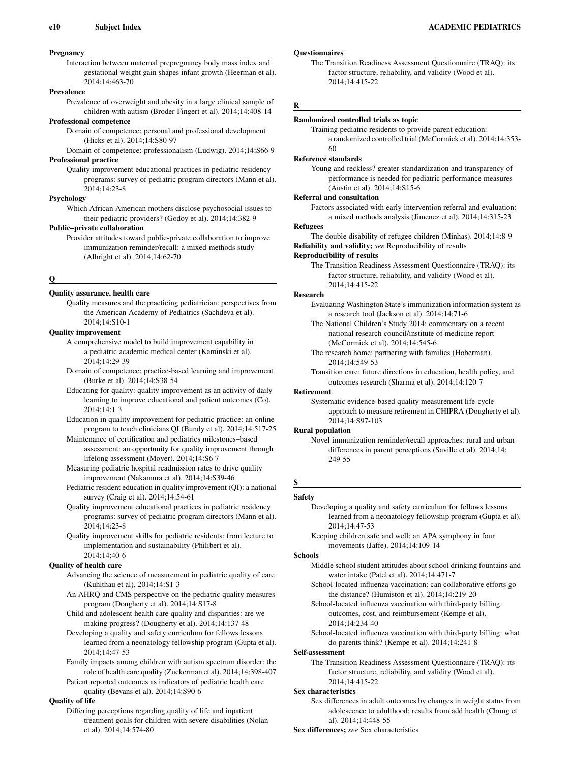**Pregnancy**

Interaction between maternal prepregnancy body mass index and gestational weight gain shapes infant growth (Heerman et al). 2014;14:463-70

**Prevalence**

Prevalence of overweight and obesity in a large clinical sample of children with autism (Broder-Fingert et al). 2014;14:408-14

**Professional competence**

Domain of competence: personal and professional development (Hicks et al). 2014;14:S80-97

Domain of competence: professionalism (Ludwig). 2014;14:S66-9

**Professional practice**

Quality improvement educational practices in pediatric residency programs: survey of pediatric program directors (Mann et al). 2014;14:23-8

**Psychology**

Which African American mothers disclose psychosocial issues to their pediatric providers? (Godoy et al). 2014;14:382-9

**Public–private collaboration**

Provider attitudes toward public-private collaboration to improve immunization reminder/recall: a mixed-methods study (Albright et al). 2014;14:62-70

## Q

**Quality assurance, health care**

Quality measures and the practicing pediatrician: perspectives from the American Academy of Pediatrics (Sachdeva et al). 2014;14:S10-1

**Quality improvement**

A comprehensive model to build improvement capability in a pediatric academic medical center (Kaminski et al). 2014;14:29-39

Domain of competence: practice-based learning and improvement (Burke et al). 2014;14:S38-54

Educating for quality: quality improvement as an activity of daily learning to improve educational and patient outcomes (Co). 2014;14:1-3

Education in quality improvement for pediatric practice: an online program to teach clinicians QI (Bundy et al). 2014;14:517-25

Maintenance of certification and pediatrics milestones–based assessment: an opportunity for quality improvement through lifelong assessment (Moyer). 2014;14:S6-7

Measuring pediatric hospital readmission rates to drive quality improvement (Nakamura et al). 2014;14:S39-46

Pediatric resident education in quality improvement (QI): a national survey (Craig et al). 2014;14:54-61

Quality improvement educational practices in pediatric residency programs: survey of pediatric program directors (Mann et al). 2014;14:23-8

Quality improvement skills for pediatric residents: from lecture to implementation and sustainability (Philibert et al). 2014;14:40-6

**Quality of health care**

Advancing the science of measurement in pediatric quality of care (Kuhlthau et al). 2014;14:S1-3

An AHRQ and CMS perspective on the pediatric quality measures program (Dougherty et al). 2014;14:S17-8

Child and adolescent health care quality and disparities: are we making progress? (Dougherty et al). 2014;14:137-48

Developing a quality and safety curriculum for fellows lessons learned from a neonatology fellowship program (Gupta et al). 2014;14:47-53

Family impacts among children with autism spectrum disorder: the role of health care quality (Zuckerman et al). 2014;14:398-407

Patient reported outcomes as indicators of pediatric health care quality (Bevans et al). 2014;14:S90-6

**Quality of life**

Differing perceptions regarding quality of life and inpatient treatment goals for children with severe disabilities (Nolan et al). 2014;14:574-80

**Questionnaires**

The Transition Readiness Assessment Questionnaire (TRAQ): its factor structure, reliability, and validity (Wood et al). 2014;14:415-22

## R

**Randomized controlled trials as topic**

Training pediatric residents to provide parent education: a randomized controlled trial (McCormick et al). 2014;14:353-60

**Reference standards**

Young and reckless? greater standardization and transparency of performance is needed for pediatric performance measures (Austin et al). 2014;14:S15-6

**Referral and consultation**

Factors associated with early intervention referral and evaluation: a mixed methods analysis (Jimenez et al). 2014;14:315-23

**Refugees**

The double disability of refugee children (Minhas). 2014;14:8-9

**Reliability and validity;** *see* Reproducibility of results

**Reproducibility of results**

The Transition Readiness Assessment Questionnaire (TRAQ): its factor structure, reliability, and validity (Wood et al). 2014;14:415-22

**Research**

Evaluating Washington State's immunization information system as a research tool (Jackson et al). 2014;14:71-6

The National Children's Study 2014: commentary on a recent national research council/institute of medicine report (McCormick et al). 2014;14:545-6

The research home: partnering with families (Hoberman). 2014;14:549-53

Transition care: future directions in education, health policy, and outcomes research (Sharma et al). 2014;14:120-7

**Retirement**

Systematic evidence-based quality measurement life-cycle approach to measure retirement in CHIPRA (Dougherty et al). 2014;14:S97-103

**Rural population**

Novel immunization reminder/recall approaches: rural and urban differences in parent perceptions (Saville et al). 2014;14: 249-55

## S

**Safety**

Developing a quality and safety curriculum for fellows lessons learned from a neonatology fellowship program (Gupta et al). 2014;14:47-53

Keeping children safe and well: an APA symphony in four movements (Jaffe). 2014;14:109-14

**Schools**

Middle school student attitudes about school drinking fountains and water intake (Patel et al). 2014;14:471-7

School-located influenza vaccination: can collaborative efforts go the distance? (Humiston et al). 2014;14:219-20

School-located influenza vaccination with third-party billing: outcomes, cost, and reimbursement (Kempe et al). 2014;14:234-40

School-located influenza vaccination with third-party billing: what do parents think? (Kempe et al). 2014;14:241-8

**Self-assessment**

The Transition Readiness Assessment Questionnaire (TRAQ): its factor structure, reliability, and validity (Wood et al). 2014;14:415-22

**Sex characteristics**

Sex differences in adult outcomes by changes in weight status from adolescence to adulthood: results from add health (Chung et al). 2014;14:448-55

**Sex differences;** *see* Sex characteristics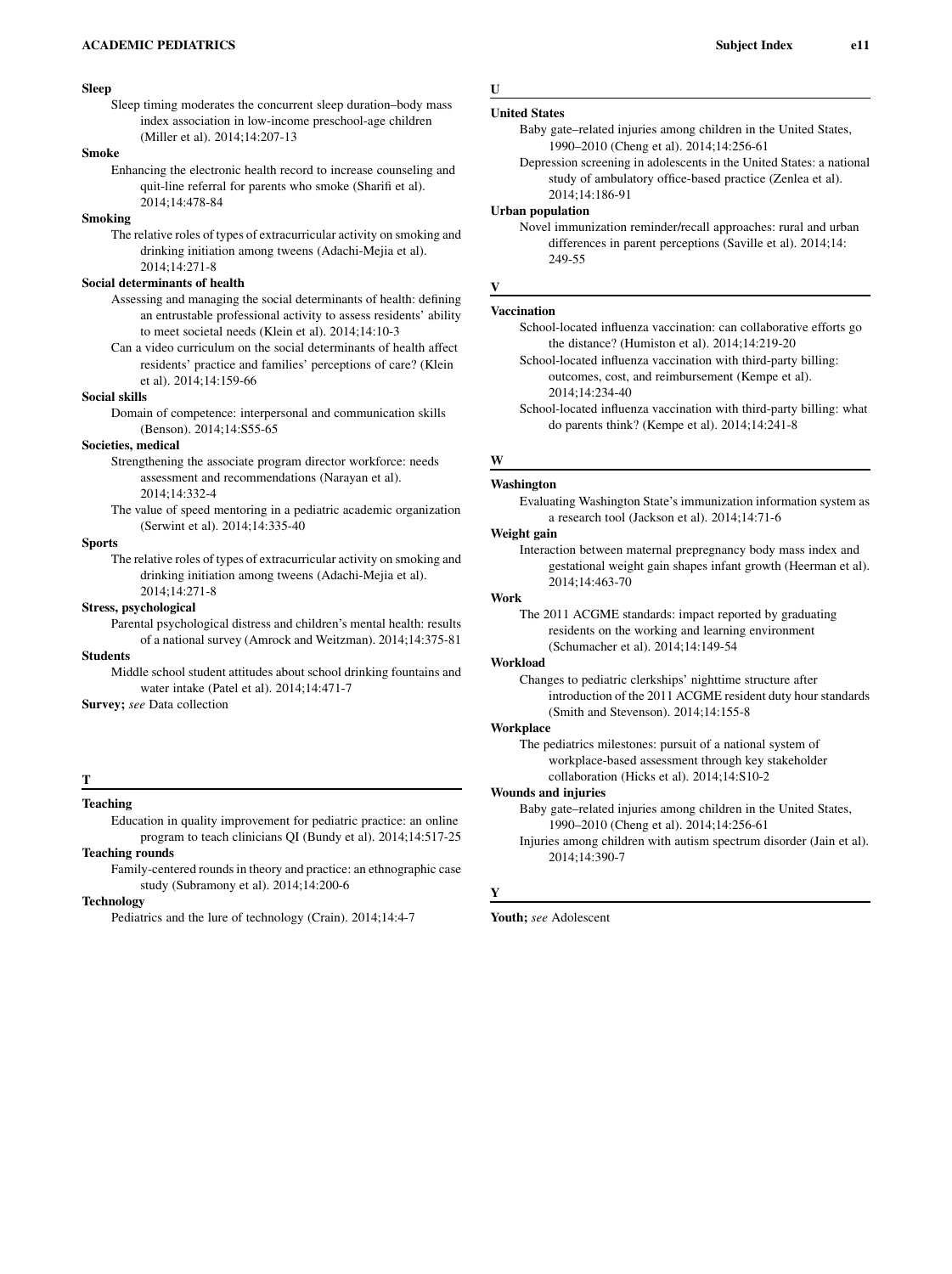**Sleep**

Sleep timing moderates the concurrent sleep duration–body mass index association in low-income preschool-age children (Miller et al). 2014;14:207-13

**Smoke**

Enhancing the electronic health record to increase counseling and quit-line referral for parents who smoke (Sharifi et al). 2014;14:478-84

**Smoking**

The relative roles of types of extracurricular activity on smoking and drinking initiation among tweens (Adachi-Mejia et al). 2014;14:271-8

**Social determinants of health**

Assessing and managing the social determinants of health: defining an entrustable professional activity to assess residents' ability to meet societal needs (Klein et al). 2014;14:10-3

Can a video curriculum on the social determinants of health affect residents' practice and families' perceptions of care? (Klein et al). 2014;14:159-66

**Social skills**

Domain of competence: interpersonal and communication skills (Benson). 2014;14:S55-65

**Societies, medical**

Strengthening the associate program director workforce: needs assessment and recommendations (Narayan et al). 2014;14:332-4

The value of speed mentoring in a pediatric academic organization (Serwint et al). 2014;14:335-40

**Sports**

The relative roles of types of extracurricular activity on smoking and drinking initiation among tweens (Adachi-Mejia et al). 2014;14:271-8

**Stress, psychological**

Parental psychological distress and children's mental health: results of a national survey (Amrock and Weitzman). 2014;14:375-81

**Students**

Middle school student attitudes about school drinking fountains and water intake (Patel et al). 2014;14:471-7

**Survey;** *see* Data collection

## T

**Teaching**

Education in quality improvement for pediatric practice: an online program to teach clinicians QI (Bundy et al). 2014;14:517-25

**Teaching rounds**

Family-centered rounds in theory and practice: an ethnographic case study (Subramony et al). 2014;14:200-6

**Technology**

Pediatrics and the lure of technology (Crain). 2014;14:4-7

## U

**United States**

Baby gate–related injuries among children in the United States, 1990–2010 (Cheng et al). 2014;14:256-61

Depression screening in adolescents in the United States: a national study of ambulatory office-based practice (Zenlea et al). 2014;14:186-91

**Urban population**

Novel immunization reminder/recall approaches: rural and urban differences in parent perceptions (Saville et al). 2014;14:249-55

## V

**Vaccination**

School-located influenza vaccination: can collaborative efforts go the distance? (Humiston et al). 2014;14:219-20

School-located influenza vaccination with third-party billing: outcomes, cost, and reimbursement (Kempe et al). 2014;14:234-40

School-located influenza vaccination with third-party billing: what do parents think? (Kempe et al). 2014;14:241-8

## W

**Washington**

Evaluating Washington State's immunization information system as a research tool (Jackson et al). 2014;14:71-6

**Weight gain**

Interaction between maternal prepregnancy body mass index and gestational weight gain shapes infant growth (Heerman et al). 2014;14:463-70

**Work**

The 2011 ACGME standards: impact reported by graduating residents on the working and learning environment (Schumacher et al). 2014;14:149-54

**Workload**

Changes to pediatric clerkships' nighttime structure after introduction of the 2011 ACGME resident duty hour standards (Smith and Stevenson). 2014;14:155-8

**Workplace**

The pediatrics milestones: pursuit of a national system of workplace-based assessment through key stakeholder collaboration (Hicks et al). 2014;14:S10-2

**Wounds and injuries**

Baby gate–related injuries among children in the United States, 1990–2010 (Cheng et al). 2014;14:256-61

Injuries among children with autism spectrum disorder (Jain et al). 2014;14:390-7

## Y

**Youth;** *see* Adolescent